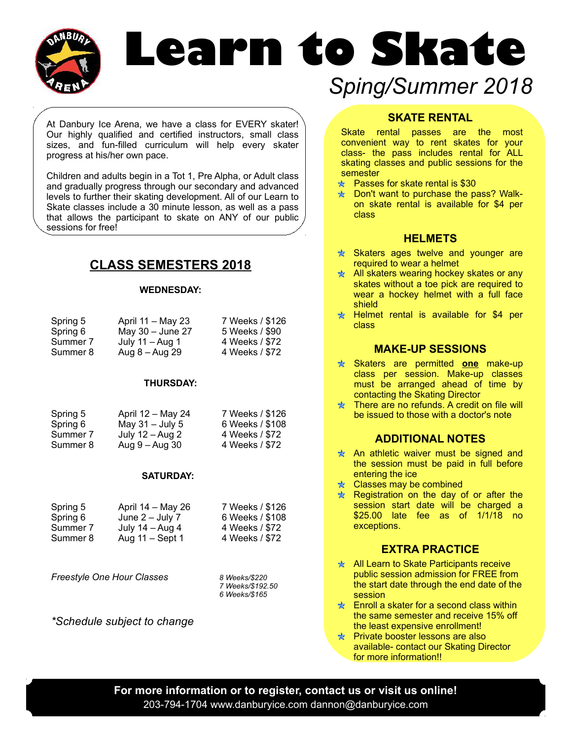# Learn to Skate

*Sping/Summer 2018*

At Danbury Ice Arena, we have a class for EVERY skater! Our highly qualified and certified instructors, small class sizes, and fun-filled curriculum will help every skater progress at his/her own pace.

Children and adults begin in a Tot 1, Pre Alpha, or Adult class and gradually progress through our secondary and advanced levels to further their skating development. All of our Learn to Skate classes include a 30 minute lesson, as well as a pass that allows the participant to skate on ANY of our public sessions for free!

## CLASS SEMESTERS 2018

**WEDNESDAY:**

| | | |
|---|---|---|
| Spring 5 | April 11 – May 23 | 7 Weeks / $126 |
| Spring 6 | May 30 – June 27 | 5 Weeks / $90 |
| Summer 7 | July 11 – Aug 1 | 4 Weeks / $72 |
| Summer 8 | Aug 8 – Aug 29 | 4 Weeks / $72 |

**THURSDAY:**

| | | |
|---|---|---|
| Spring 5 | April 12 – May 24 | 7 Weeks / $126 |
| Spring 6 | May 31 – July 5 | 6 Weeks / $108 |
| Summer 7 | July 12 – Aug 2 | 4 Weeks / $72 |
| Summer 8 | Aug 9 – Aug 30 | 4 Weeks / $72 |

**SATURDAY:**

| | | |
|---|---|---|
| Spring 5 | April 14 – May 26 | 7 Weeks / $126 |
| Spring 6 | June 2 – July 7 | 6 Weeks / $108 |
| Summer 7 | July 14 – Aug 4 | 4 Weeks / $72 |
| Summer 8 | Aug 11 – Sept 1 | 4 Weeks / $72 |

*Freestyle One Hour Classes*

*8 Weeks/$220*
*7 Weeks/$192.50*
*6 Weeks/$165*

*\*Schedule subject to change*

### SKATE RENTAL

Skate rental passes are the most convenient way to rent skates for your class- the pass includes rental for ALL skating classes and public sessions for the semester

- Passes for skate rental is $30
- Don't want to purchase the pass? Walk-on skate rental is available for $4 per class

### HELMETS

- Skaters ages twelve and younger are required to wear a helmet
- All skaters wearing hockey skates or any skates without a toe pick are required to wear a hockey helmet with a full face shield
- Helmet rental is available for $4 per class

### MAKE-UP SESSIONS

- Skaters are permitted **one** make-up class per session. Make-up classes must be arranged ahead of time by contacting the Skating Director
- There are no refunds. A credit on file will be issued to those with a doctor's note

### ADDITIONAL NOTES

- An athletic waiver must be signed and the session must be paid in full before entering the ice
- Classes may be combined
- Registration on the day of or after the session start date will be charged a $25.00 late fee as of 1/1/18 no exceptions.

### EXTRA PRACTICE

- All Learn to Skate Participants receive public session admission for FREE from the start date through the end date of the session
- Enroll a skater for a second class within the same semester and receive 15% off the least expensive enrollment!
- Private booster lessons are also available- contact our Skating Director for more information!!

**For more information or to register, contact us or visit us online!**
203-794-1704 www.danburyice.com dannon@danburyice.com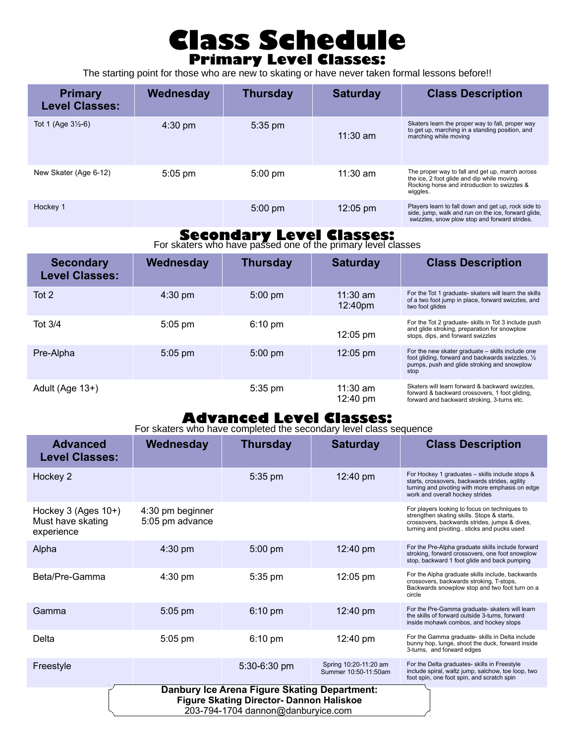# Class Schedule

## Primary Level Classes:

The starting point for those who are new to skating or have never taken formal lessons before!!

| Primary Level Classes: | Wednesday | Thursday | Saturday | Class Description |
|---|---|---|---|---|
| Tot 1 (Age 3½-6) | 4:30 pm | 5:35 pm | 11:30 am | Skaters learn the proper way to fall, proper way to get up, marching in a standing position, and marching while moving |
| New Skater (Age 6-12) | 5:05 pm | 5:00 pm | 11:30 am | The proper way to fall and get up, march across the ice, 2 foot glide and dip while moving. Rocking horse and introduction to swizzles & wiggles. |
| Hockey 1 | | 5:00 pm | 12:05 pm | Players learn to fall down and get up, rock side to side, jump, walk and run on the ice, forward glide, swizzles, snow plow stop and forward strides. |

## Secondary Level Classes:

For skaters who have passed one of the primary level classes

| Secondary Level Classes: | Wednesday | Thursday | Saturday | Class Description |
|---|---|---|---|---|
| Tot 2 | 4:30 pm | 5:00 pm | 11:30 am 12:40pm | For the Tot 1 graduate- skaters will learn the skills of a two foot jump in place, forward swizzles, and two foot glides |
| Tot 3/4 | 5:05 pm | 6:10 pm | 12:05 pm | For the Tot 2 graduate- skills in Tot 3 include push and glide stroking, preparation for snowplow stops, dips, and forward swizzles |
| Pre-Alpha | 5:05 pm | 5:00 pm | 12:05 pm | For the new skater graduate – skills include one foot gliding, forward and backwards swizzles, ½ pumps, push and glide stroking and snowplow stop |
| Adult (Age 13+) | | 5:35 pm | 11:30 am 12:40 pm | Skaters will learn forward & backward swizzles, forward & backward crossovers, 1 foot gliding, forward and backward stroking, 3-turns etc. |

## Advanced Level Classes:

For skaters who have completed the secondary level class sequence

| Advanced Level Classes: | Wednesday | Thursday | Saturday | Class Description |
|---|---|---|---|---|
| Hockey 2 | | 5:35 pm | 12:40 pm | For Hockey 1 graduates – skills include stops & starts, crossovers, backwards strides, agility turning and pivoting with more emphasis on edge work and overall hockey strides |
| Hockey 3 (Ages 10+) Must have skating experience | 4:30 pm beginner 5:05 pm advance | | | For players looking to focus on techniques to strengthen skating skills. Stops & starts, crossovers, backwards strides, jumps & dives, turning and pivoting.. sticks and pucks used |
| Alpha | 4:30 pm | 5:00 pm | 12:40 pm | For the Pre-Alpha graduate skills include forward stroking, forward crossovers, one foot snowplow stop, backward 1 foot glide and back pumping |
| Beta/Pre-Gamma | 4:30 pm | 5:35 pm | 12:05 pm | For the Alpha graduate skills include, backwards crossovers, backwards stroking, T-stops, Backwards snowplow stop and two foot turn on a circle |
| Gamma | 5:05 pm | 6:10 pm | 12:40 pm | For the Pre-Gamma graduate- skaters will learn the skills of forward outside 3-turns, forward inside mohawk combos, and hockey stops |
| Delta | 5:05 pm | 6:10 pm | 12:40 pm | For the Gamma graduate- skills in Delta include bunny hop, lunge, shoot the duck, forward inside 3-turns, and forward edges |
| Freestyle | | 5:30-6:30 pm | Spring 10:20-11:20 am Summer 10:50-11:50am | For the Delta graduates- skills in Freestyle include spiral, waltz jump, salchow, toe loop, two foot spin, one foot spin, and scratch spin |

**Danbury Ice Arena Figure Skating Department:**
**Figure Skating Director- Dannon Haliskoe**
203-794-1704 dannon@danburyice.com